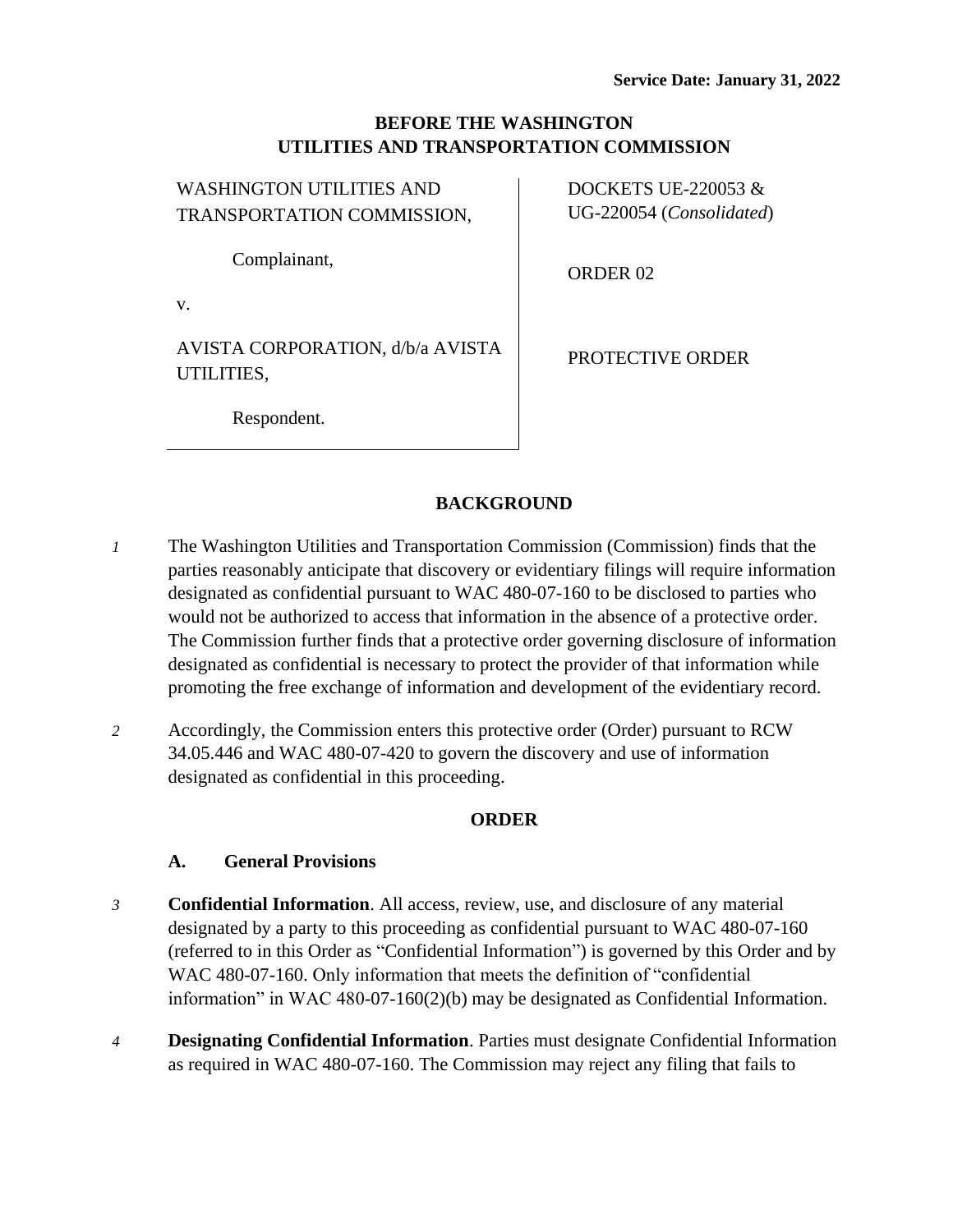**Service Date: January 31, 2022**

**BEFORE THE WASHINGTON UTILITIES AND TRANSPORTATION COMMISSION**

| WASHINGTON UTILITIES AND TRANSPORTATION COMMISSION,<br><br>Complainant,<br><br>v.<br><br>AVISTA CORPORATION, d/b/a AVISTA UTILITIES,<br><br>Respondent. | DOCKETS UE-220053 & UG-220054 (*Consolidated*)<br><br>ORDER 02<br><br>PROTECTIVE ORDER |
|---|---|

## BACKGROUND

*1* The Washington Utilities and Transportation Commission (Commission) finds that the parties reasonably anticipate that discovery or evidentiary filings will require information designated as confidential pursuant to WAC 480-07-160 to be disclosed to parties who would not be authorized to access that information in the absence of a protective order. The Commission further finds that a protective order governing disclosure of information designated as confidential is necessary to protect the provider of that information while promoting the free exchange of information and development of the evidentiary record.

*2* Accordingly, the Commission enters this protective order (Order) pursuant to RCW 34.05.446 and WAC 480-07-420 to govern the discovery and use of information designated as confidential in this proceeding.

## ORDER

### A. General Provisions

*3* **Confidential Information**. All access, review, use, and disclosure of any material designated by a party to this proceeding as confidential pursuant to WAC 480-07-160 (referred to in this Order as "Confidential Information") is governed by this Order and by WAC 480-07-160. Only information that meets the definition of "confidential information" in WAC 480-07-160(2)(b) may be designated as Confidential Information.

*4* **Designating Confidential Information**. Parties must designate Confidential Information as required in WAC 480-07-160. The Commission may reject any filing that fails to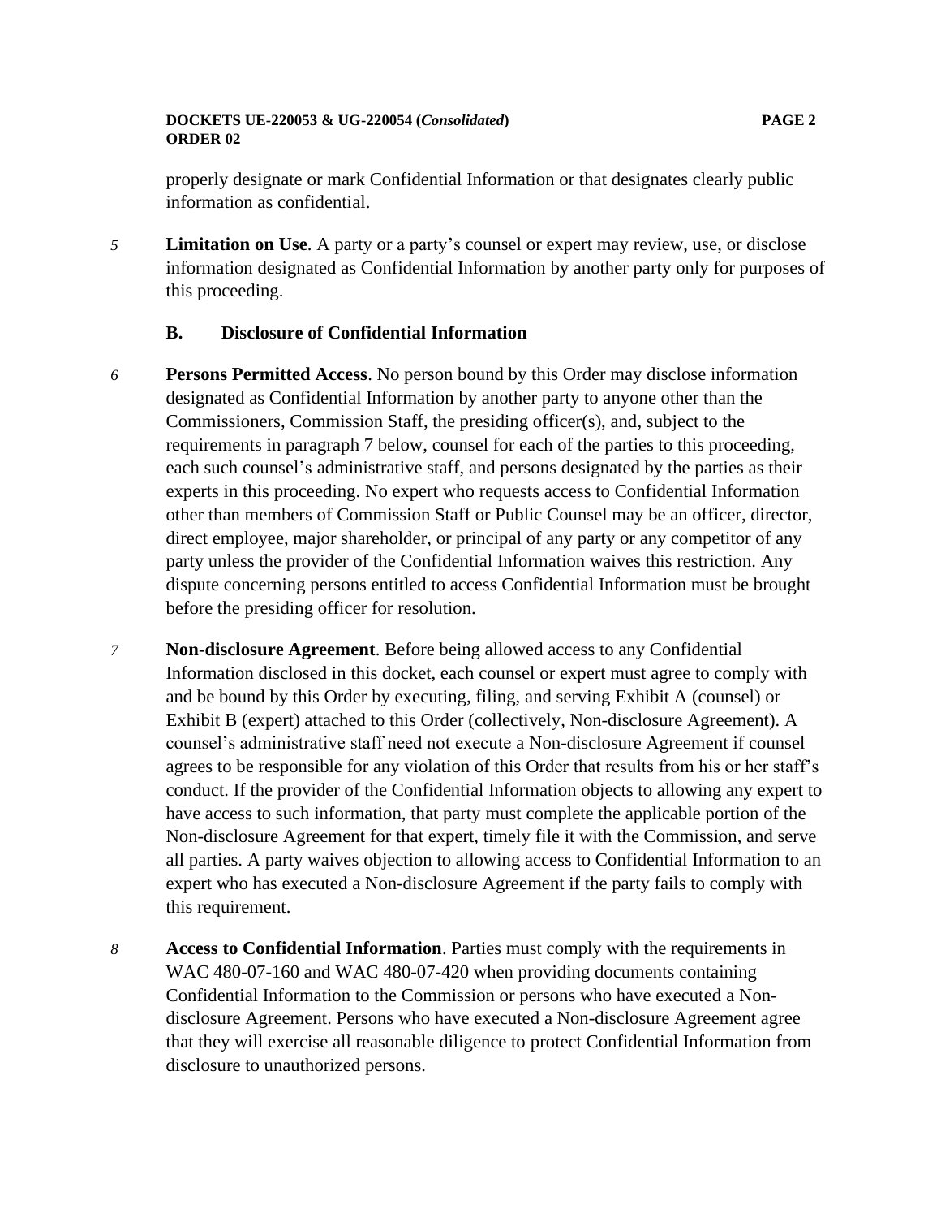properly designate or mark Confidential Information or that designates clearly public information as confidential.

5 **Limitation on Use**. A party or a party's counsel or expert may review, use, or disclose information designated as Confidential Information by another party only for purposes of this proceeding.

### B. Disclosure of Confidential Information

6 **Persons Permitted Access**. No person bound by this Order may disclose information designated as Confidential Information by another party to anyone other than the Commissioners, Commission Staff, the presiding officer(s), and, subject to the requirements in paragraph 7 below, counsel for each of the parties to this proceeding, each such counsel's administrative staff, and persons designated by the parties as their experts in this proceeding. No expert who requests access to Confidential Information other than members of Commission Staff or Public Counsel may be an officer, director, direct employee, major shareholder, or principal of any party or any competitor of any party unless the provider of the Confidential Information waives this restriction. Any dispute concerning persons entitled to access Confidential Information must be brought before the presiding officer for resolution.

7 **Non-disclosure Agreement**. Before being allowed access to any Confidential Information disclosed in this docket, each counsel or expert must agree to comply with and be bound by this Order by executing, filing, and serving Exhibit A (counsel) or Exhibit B (expert) attached to this Order (collectively, Non-disclosure Agreement). A counsel's administrative staff need not execute a Non-disclosure Agreement if counsel agrees to be responsible for any violation of this Order that results from his or her staff's conduct. If the provider of the Confidential Information objects to allowing any expert to have access to such information, that party must complete the applicable portion of the Non-disclosure Agreement for that expert, timely file it with the Commission, and serve all parties. A party waives objection to allowing access to Confidential Information to an expert who has executed a Non-disclosure Agreement if the party fails to comply with this requirement.

8 **Access to Confidential Information**. Parties must comply with the requirements in WAC 480-07-160 and WAC 480-07-420 when providing documents containing Confidential Information to the Commission or persons who have executed a Non-disclosure Agreement. Persons who have executed a Non-disclosure Agreement agree that they will exercise all reasonable diligence to protect Confidential Information from disclosure to unauthorized persons.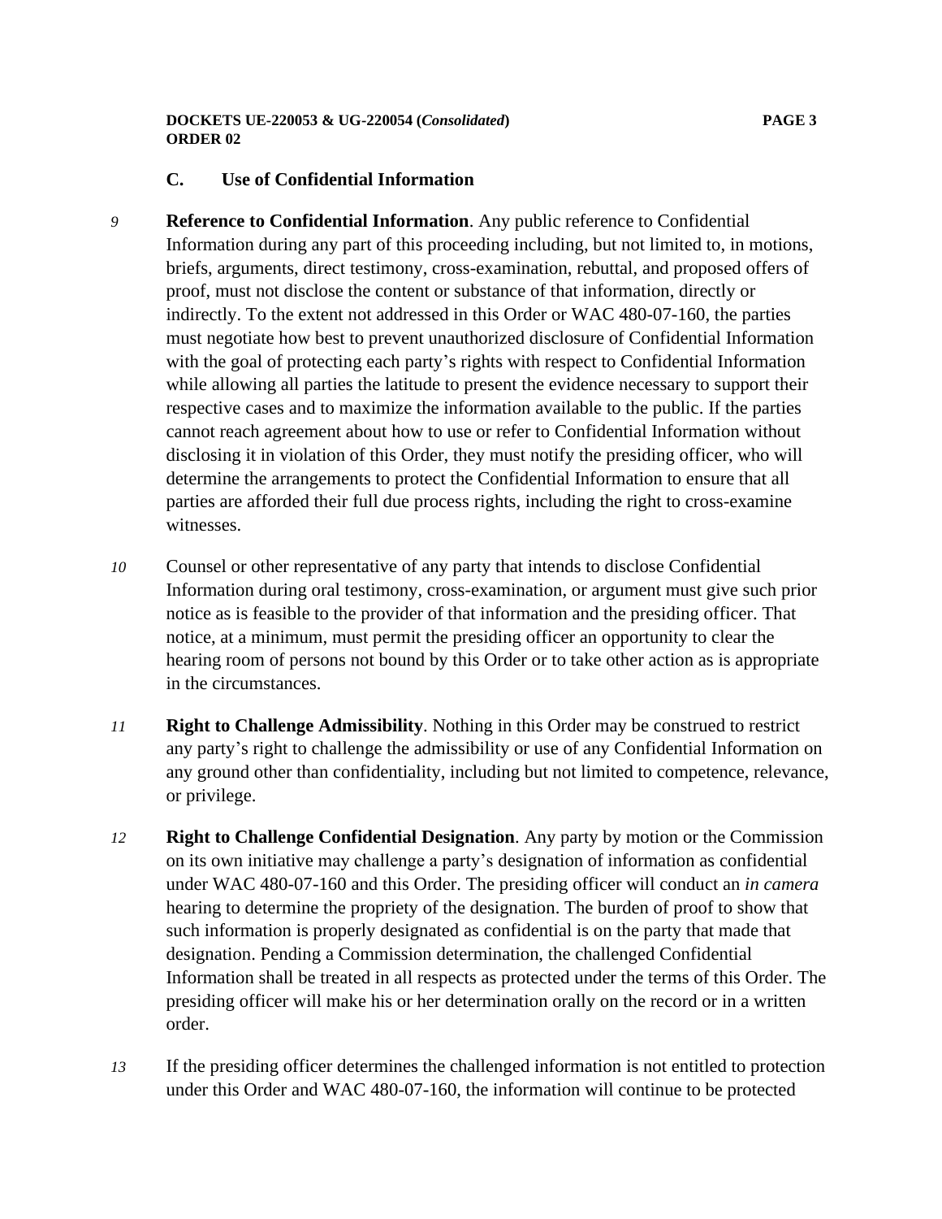### C. Use of Confidential Information

9 **Reference to Confidential Information**. Any public reference to Confidential Information during any part of this proceeding including, but not limited to, in motions, briefs, arguments, direct testimony, cross-examination, rebuttal, and proposed offers of proof, must not disclose the content or substance of that information, directly or indirectly. To the extent not addressed in this Order or WAC 480-07-160, the parties must negotiate how best to prevent unauthorized disclosure of Confidential Information with the goal of protecting each party's rights with respect to Confidential Information while allowing all parties the latitude to present the evidence necessary to support their respective cases and to maximize the information available to the public. If the parties cannot reach agreement about how to use or refer to Confidential Information without disclosing it in violation of this Order, they must notify the presiding officer, who will determine the arrangements to protect the Confidential Information to ensure that all parties are afforded their full due process rights, including the right to cross-examine witnesses.

10 Counsel or other representative of any party that intends to disclose Confidential Information during oral testimony, cross-examination, or argument must give such prior notice as is feasible to the provider of that information and the presiding officer. That notice, at a minimum, must permit the presiding officer an opportunity to clear the hearing room of persons not bound by this Order or to take other action as is appropriate in the circumstances.

11 **Right to Challenge Admissibility**. Nothing in this Order may be construed to restrict any party's right to challenge the admissibility or use of any Confidential Information on any ground other than confidentiality, including but not limited to competence, relevance, or privilege.

12 **Right to Challenge Confidential Designation**. Any party by motion or the Commission on its own initiative may challenge a party's designation of information as confidential under WAC 480-07-160 and this Order. The presiding officer will conduct an *in camera* hearing to determine the propriety of the designation. The burden of proof to show that such information is properly designated as confidential is on the party that made that designation. Pending a Commission determination, the challenged Confidential Information shall be treated in all respects as protected under the terms of this Order. The presiding officer will make his or her determination orally on the record or in a written order.

13 If the presiding officer determines the challenged information is not entitled to protection under this Order and WAC 480-07-160, the information will continue to be protected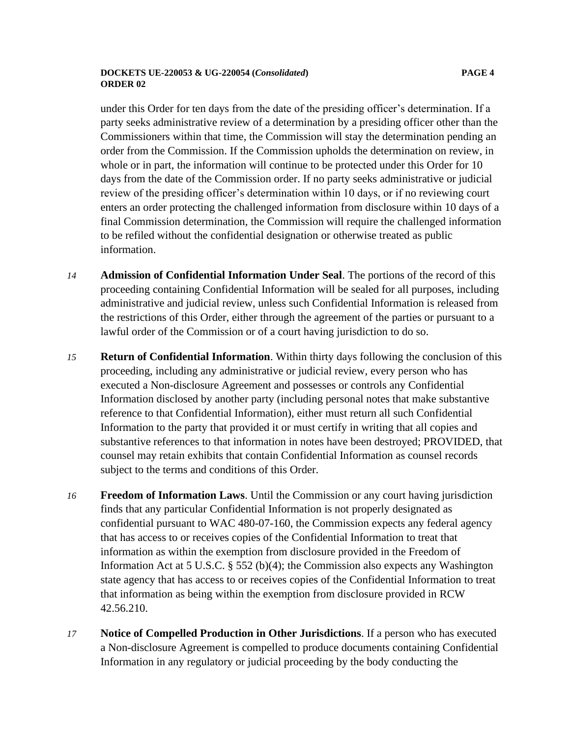under this Order for ten days from the date of the presiding officer's determination. If a party seeks administrative review of a determination by a presiding officer other than the Commissioners within that time, the Commission will stay the determination pending an order from the Commission. If the Commission upholds the determination on review, in whole or in part, the information will continue to be protected under this Order for 10 days from the date of the Commission order. If no party seeks administrative or judicial review of the presiding officer's determination within 10 days, or if no reviewing court enters an order protecting the challenged information from disclosure within 10 days of a final Commission determination, the Commission will require the challenged information to be refiled without the confidential designation or otherwise treated as public information.

*14* **Admission of Confidential Information Under Seal**. The portions of the record of this proceeding containing Confidential Information will be sealed for all purposes, including administrative and judicial review, unless such Confidential Information is released from the restrictions of this Order, either through the agreement of the parties or pursuant to a lawful order of the Commission or of a court having jurisdiction to do so.

*15* **Return of Confidential Information**. Within thirty days following the conclusion of this proceeding, including any administrative or judicial review, every person who has executed a Non-disclosure Agreement and possesses or controls any Confidential Information disclosed by another party (including personal notes that make substantive reference to that Confidential Information), either must return all such Confidential Information to the party that provided it or must certify in writing that all copies and substantive references to that information in notes have been destroyed; PROVIDED, that counsel may retain exhibits that contain Confidential Information as counsel records subject to the terms and conditions of this Order.

*16* **Freedom of Information Laws**. Until the Commission or any court having jurisdiction finds that any particular Confidential Information is not properly designated as confidential pursuant to WAC 480-07-160, the Commission expects any federal agency that has access to or receives copies of the Confidential Information to treat that information as within the exemption from disclosure provided in the Freedom of Information Act at 5 U.S.C. § 552 (b)(4); the Commission also expects any Washington state agency that has access to or receives copies of the Confidential Information to treat that information as being within the exemption from disclosure provided in RCW 42.56.210.

*17* **Notice of Compelled Production in Other Jurisdictions**. If a person who has executed a Non-disclosure Agreement is compelled to produce documents containing Confidential Information in any regulatory or judicial proceeding by the body conducting the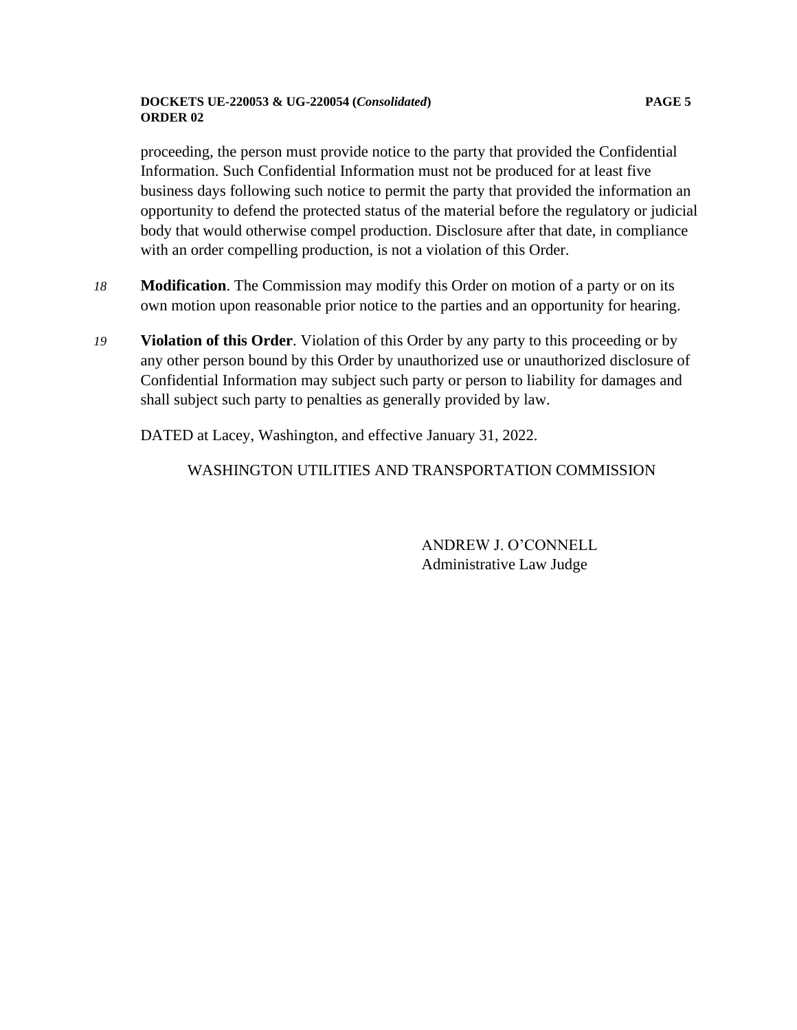proceeding, the person must provide notice to the party that provided the Confidential Information. Such Confidential Information must not be produced for at least five business days following such notice to permit the party that provided the information an opportunity to defend the protected status of the material before the regulatory or judicial body that would otherwise compel production. Disclosure after that date, in compliance with an order compelling production, is not a violation of this Order.

*18* **Modification**. The Commission may modify this Order on motion of a party or on its own motion upon reasonable prior notice to the parties and an opportunity for hearing.

*19* **Violation of this Order**. Violation of this Order by any party to this proceeding or by any other person bound by this Order by unauthorized use or unauthorized disclosure of Confidential Information may subject such party or person to liability for damages and shall subject such party to penalties as generally provided by law.

DATED at Lacey, Washington, and effective January 31, 2022.

WASHINGTON UTILITIES AND TRANSPORTATION COMMISSION

ANDREW J. O'CONNELL
Administrative Law Judge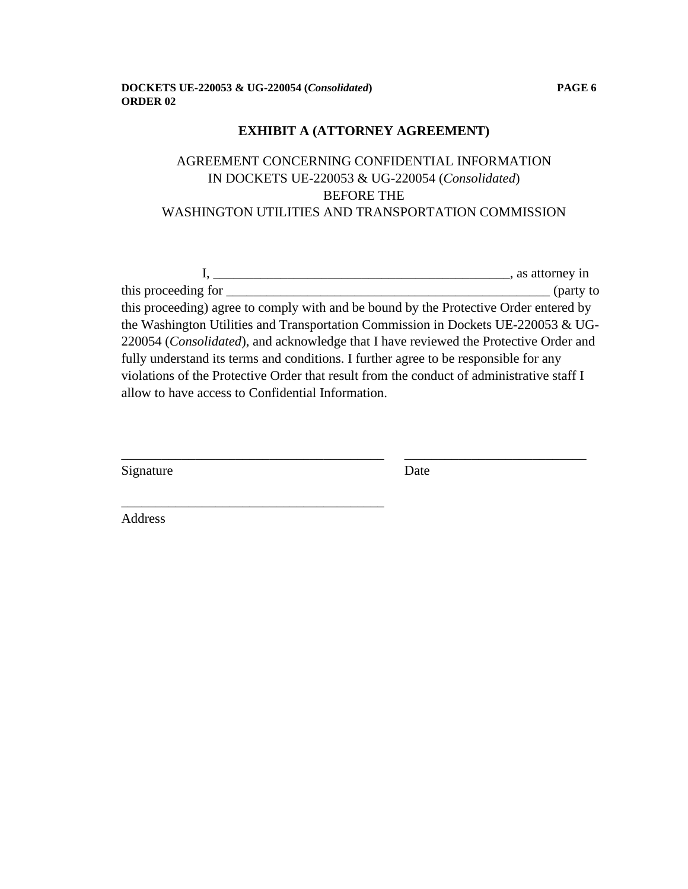**EXHIBIT A (ATTORNEY AGREEMENT)**

AGREEMENT CONCERNING CONFIDENTIAL INFORMATION
IN DOCKETS UE-220053 & UG-220054 (*Consolidated*)
BEFORE THE
WASHINGTON UTILITIES AND TRANSPORTATION COMMISSION

I, _____________________________________________, as attorney in this proceeding for _________________________________________________ (party to this proceeding) agree to comply with and be bound by the Protective Order entered by the Washington Utilities and Transportation Commission in Dockets UE-220053 & UG-220054 (*Consolidated*), and acknowledge that I have reviewed the Protective Order and fully understand its terms and conditions. I further agree to be responsible for any violations of the Protective Order that result from the conduct of administrative staff I allow to have access to Confidential Information.

_______________________________________ ___________________________
Signature Date

_______________________________________
Address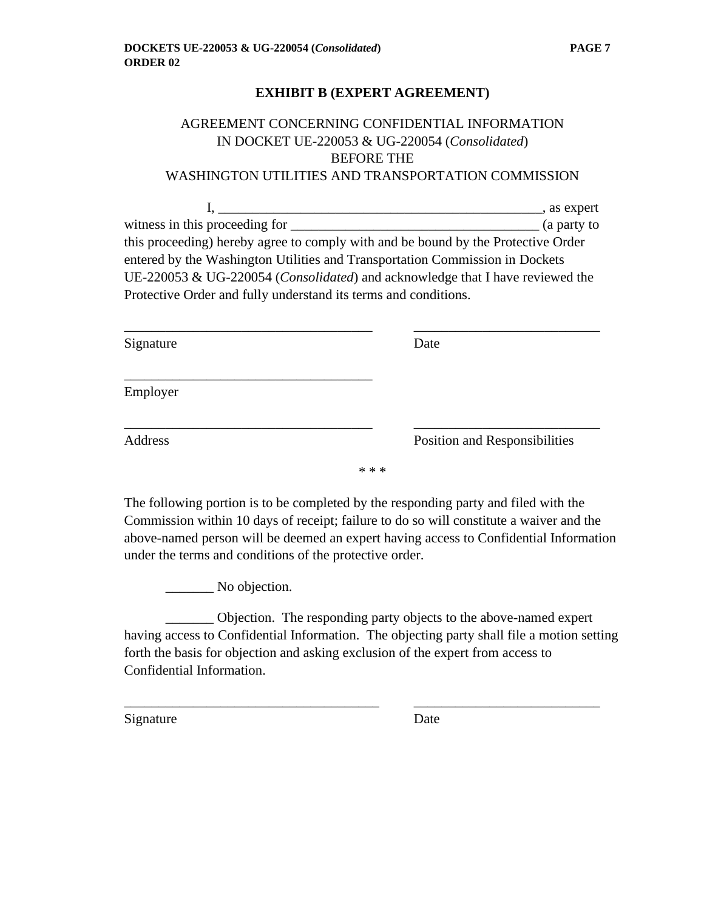## EXHIBIT B (EXPERT AGREEMENT)

AGREEMENT CONCERNING CONFIDENTIAL INFORMATION
IN DOCKET UE-220053 & UG-220054 (*Consolidated*)
BEFORE THE
WASHINGTON UTILITIES AND TRANSPORTATION COMMISSION

I, ________________________________________________, as expert witness in this proceeding for __________________________________ (a party to this proceeding) hereby agree to comply with and be bound by the Protective Order entered by the Washington Utilities and Transportation Commission in Dockets UE-220053 & UG-220054 (*Consolidated*) and acknowledge that I have reviewed the Protective Order and fully understand its terms and conditions.

_________________________________ _________________________
Signature Date

_________________________________
Employer

_________________________________ _________________________
Address Position and Responsibilities

\* \* \*

The following portion is to be completed by the responding party and filed with the Commission within 10 days of receipt; failure to do so will constitute a waiver and the above-named person will be deemed an expert having access to Confidential Information under the terms and conditions of the protective order.

_______ No objection.

_______ Objection. The responding party objects to the above-named expert having access to Confidential Information. The objecting party shall file a motion setting forth the basis for objection and asking exclusion of the expert from access to Confidential Information.

__________________________________ _________________________
Signature Date